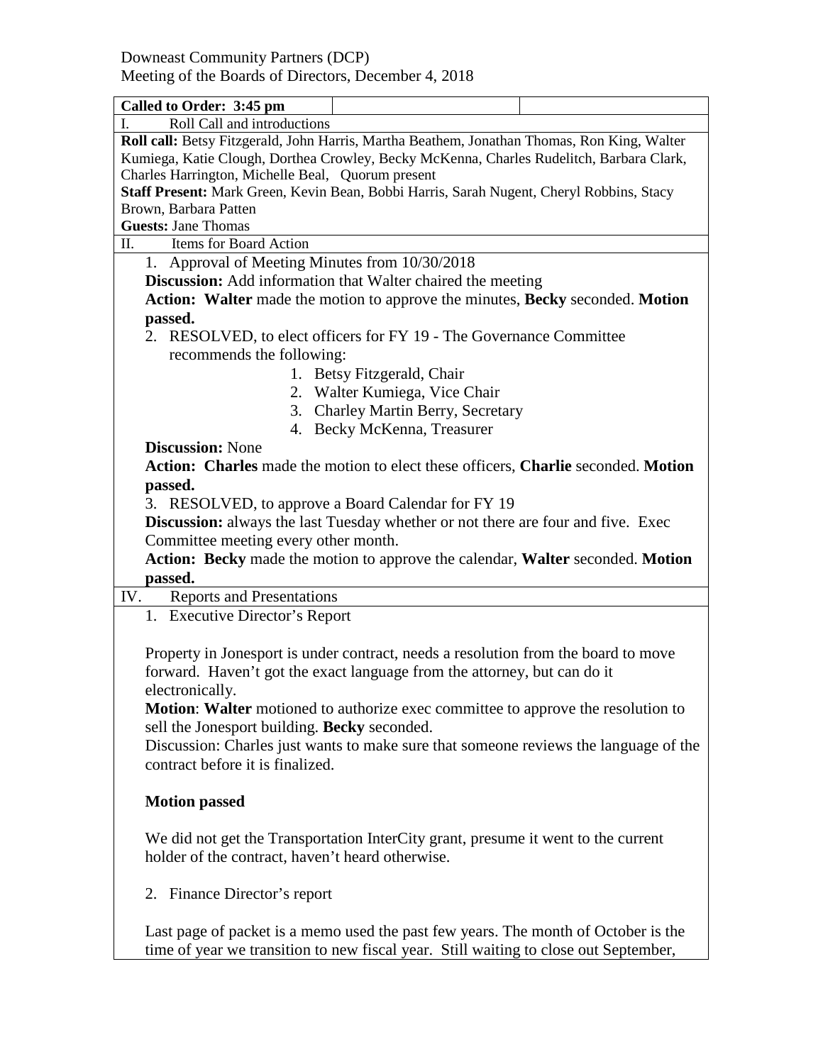Downeast Community Partners (DCP)
Meeting of the Boards of Directors, December 4, 2018

**Called to Order: 3:45 pm**

I. Roll Call and introductions

**Roll call:** Betsy Fitzgerald, John Harris, Martha Beathem, Jonathan Thomas, Ron King, Walter Kumiega, Katie Clough, Dorthea Crowley, Becky McKenna, Charles Rudelitch, Barbara Clark, Charles Harrington, Michelle Beal, Quorum present

**Staff Present:** Mark Green, Kevin Bean, Bobbi Harris, Sarah Nugent, Cheryl Robbins, Stacy Brown, Barbara Patten

**Guests:** Jane Thomas

II. Items for Board Action

1. Approval of Meeting Minutes from 10/30/2018

   **Discussion:** Add information that Walter chaired the meeting

   **Action: Walter** made the motion to approve the minutes, **Becky** seconded. **Motion passed.**

2. RESOLVED, to elect officers for FY 19 - The Governance Committee recommends the following:
   1. Betsy Fitzgerald, Chair
   2. Walter Kumiega, Vice Chair
   3. Charley Martin Berry, Secretary
   4. Becky McKenna, Treasurer

   **Discussion:** None

   **Action: Charles** made the motion to elect these officers, **Charlie** seconded. **Motion passed.**

3. RESOLVED, to approve a Board Calendar for FY 19

   **Discussion:** always the last Tuesday whether or not there are four and five. Exec Committee meeting every other month.

   **Action: Becky** made the motion to approve the calendar, **Walter** seconded. **Motion passed.**

IV. Reports and Presentations

1. Executive Director's Report

Property in Jonesport is under contract, needs a resolution from the board to move forward. Haven't got the exact language from the attorney, but can do it electronically.

**Motion**: **Walter** motioned to authorize exec committee to approve the resolution to sell the Jonesport building. **Becky** seconded.

Discussion: Charles just wants to make sure that someone reviews the language of the contract before it is finalized.

**Motion passed**

We did not get the Transportation InterCity grant, presume it went to the current holder of the contract, haven't heard otherwise.

2. Finance Director's report

Last page of packet is a memo used the past few years. The month of October is the time of year we transition to new fiscal year. Still waiting to close out September,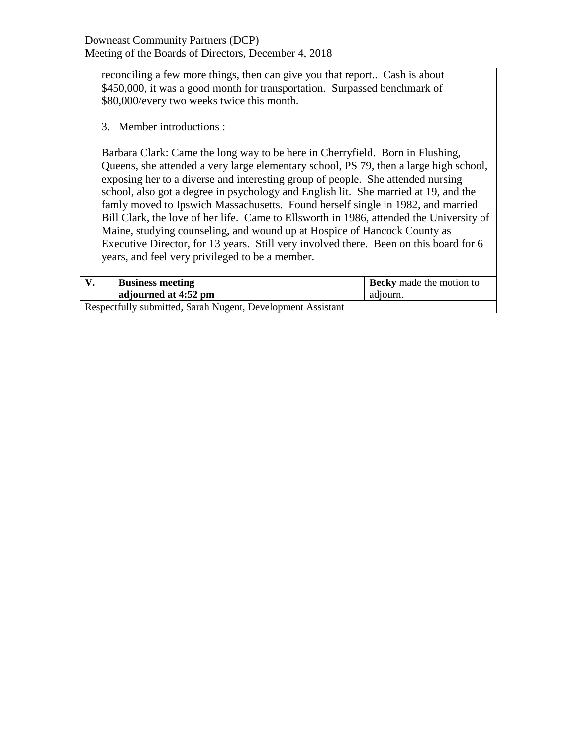reconciling a few more things, then can give you that report.. Cash is about $450,000, it was a good month for transportation. Surpassed benchmark of $80,000/every two weeks twice this month.

3. Member introductions :

Barbara Clark: Came the long way to be here in Cherryfield. Born in Flushing, Queens, she attended a very large elementary school, PS 79, then a large high school, exposing her to a diverse and interesting group of people. She attended nursing school, also got a degree in psychology and English lit. She married at 19, and the famly moved to Ipswich Massachusetts. Found herself single in 1982, and married Bill Clark, the love of her life. Came to Ellsworth in 1986, attended the University of Maine, studying counseling, and wound up at Hospice of Hancock County as Executive Director, for 13 years. Still very involved there. Been on this board for 6 years, and feel very privileged to be a member.

| | | | |
|---|---|---|---|
| **V.** | **Business meeting adjourned at 4:52 pm** | | **Becky** made the motion to adjourn. |

Respectfully submitted, Sarah Nugent, Development Assistant